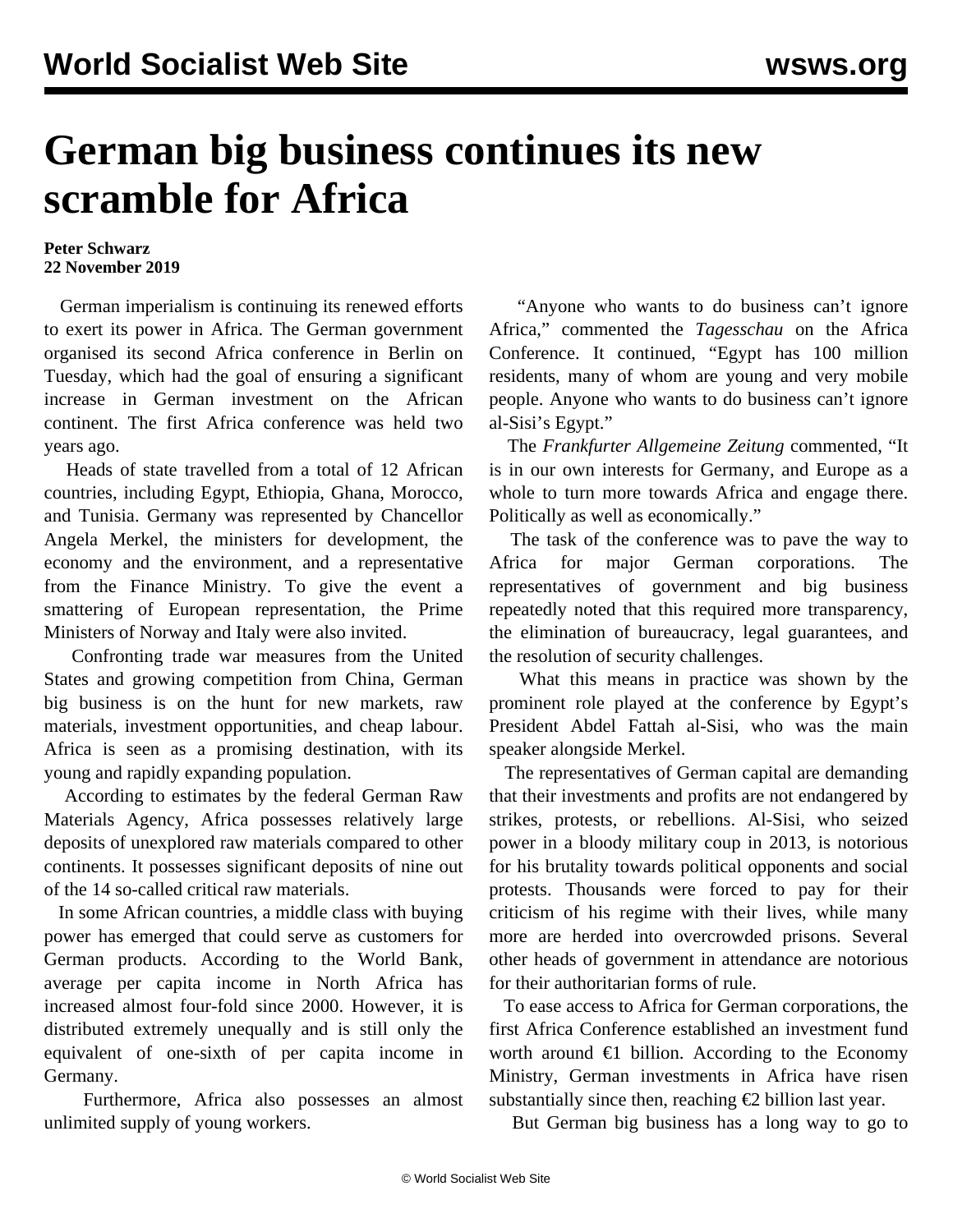# German big business continues its new scramble for Africa

**Peter Schwarz**
**22 November 2019**

German imperialism is continuing its renewed efforts to exert its power in Africa. The German government organised its second Africa conference in Berlin on Tuesday, which had the goal of ensuring a significant increase in German investment on the African continent. The first Africa conference was held two years ago.

Heads of state travelled from a total of 12 African countries, including Egypt, Ethiopia, Ghana, Morocco, and Tunisia. Germany was represented by Chancellor Angela Merkel, the ministers for development, the economy and the environment, and a representative from the Finance Ministry. To give the event a smattering of European representation, the Prime Ministers of Norway and Italy were also invited.

Confronting trade war measures from the United States and growing competition from China, German big business is on the hunt for new markets, raw materials, investment opportunities, and cheap labour. Africa is seen as a promising destination, with its young and rapidly expanding population.

According to estimates by the federal German Raw Materials Agency, Africa possesses relatively large deposits of unexplored raw materials compared to other continents. It possesses significant deposits of nine out of the 14 so-called critical raw materials.

In some African countries, a middle class with buying power has emerged that could serve as customers for German products. According to the World Bank, average per capita income in North Africa has increased almost four-fold since 2000. However, it is distributed extremely unequally and is still only the equivalent of one-sixth of per capita income in Germany.

Furthermore, Africa also possesses an almost unlimited supply of young workers.

"Anyone who wants to do business can't ignore Africa," commented the *Tagesschau* on the Africa Conference. It continued, "Egypt has 100 million residents, many of whom are young and very mobile people. Anyone who wants to do business can't ignore al-Sisi's Egypt."

The *Frankfurter Allgemeine Zeitung* commented, "It is in our own interests for Germany, and Europe as a whole to turn more towards Africa and engage there. Politically as well as economically."

The task of the conference was to pave the way to Africa for major German corporations. The representatives of government and big business repeatedly noted that this required more transparency, the elimination of bureaucracy, legal guarantees, and the resolution of security challenges.

What this means in practice was shown by the prominent role played at the conference by Egypt's President Abdel Fattah al-Sisi, who was the main speaker alongside Merkel.

The representatives of German capital are demanding that their investments and profits are not endangered by strikes, protests, or rebellions. Al-Sisi, who seized power in a bloody military coup in 2013, is notorious for his brutality towards political opponents and social protests. Thousands were forced to pay for their criticism of his regime with their lives, while many more are herded into overcrowded prisons. Several other heads of government in attendance are notorious for their authoritarian forms of rule.

To ease access to Africa for German corporations, the first Africa Conference established an investment fund worth around €1 billion. According to the Economy Ministry, German investments in Africa have risen substantially since then, reaching €2 billion last year.

But German big business has a long way to go to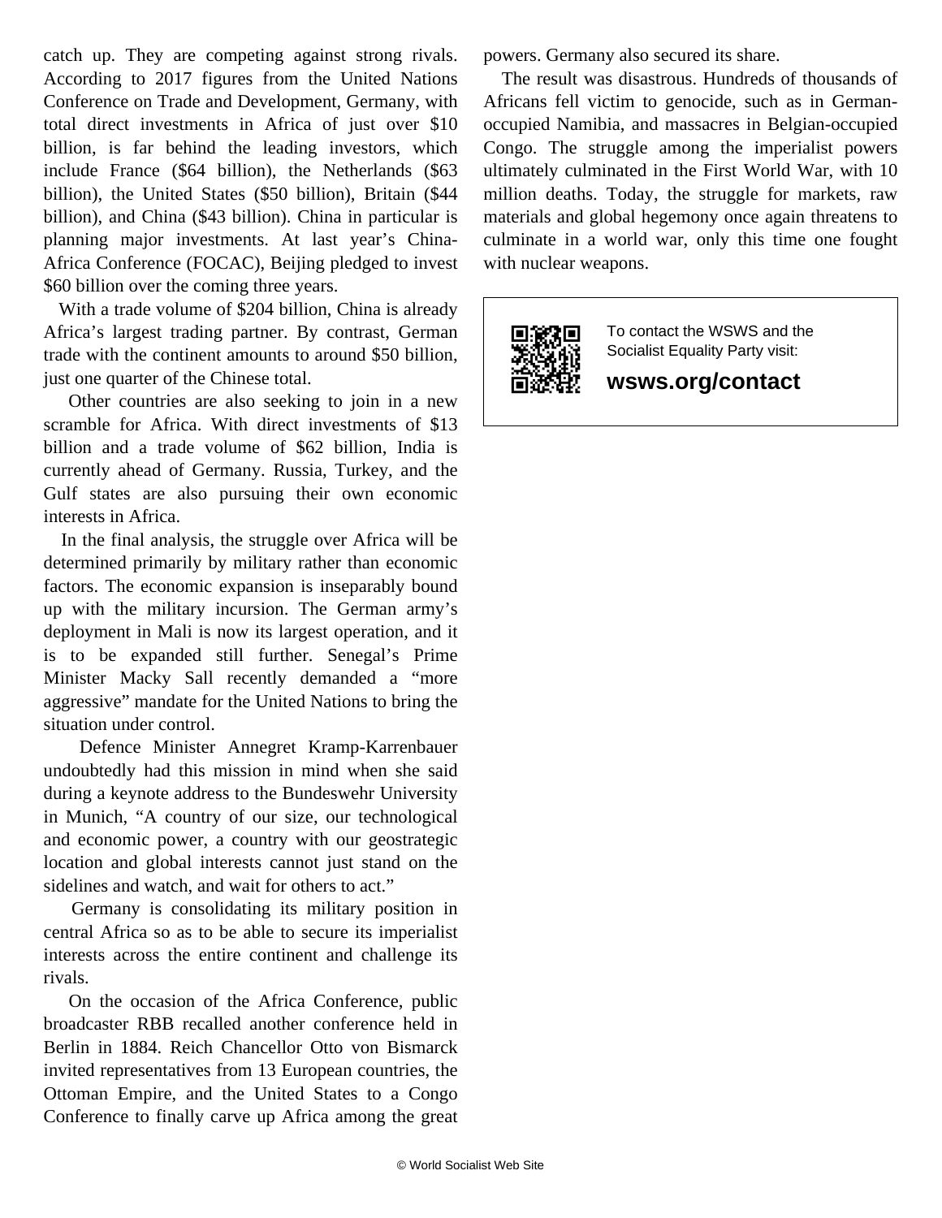catch up. They are competing against strong rivals. According to 2017 figures from the United Nations Conference on Trade and Development, Germany, with total direct investments in Africa of just over $10 billion, is far behind the leading investors, which include France ($64 billion), the Netherlands ($63 billion), the United States ($50 billion), Britain ($44 billion), and China ($43 billion). China in particular is planning major investments. At last year's China-Africa Conference (FOCAC), Beijing pledged to invest $60 billion over the coming three years.

With a trade volume of $204 billion, China is already Africa's largest trading partner. By contrast, German trade with the continent amounts to around $50 billion, just one quarter of the Chinese total.

Other countries are also seeking to join in a new scramble for Africa. With direct investments of $13 billion and a trade volume of $62 billion, India is currently ahead of Germany. Russia, Turkey, and the Gulf states are also pursuing their own economic interests in Africa.

In the final analysis, the struggle over Africa will be determined primarily by military rather than economic factors. The economic expansion is inseparably bound up with the military incursion. The German army's deployment in Mali is now its largest operation, and it is to be expanded still further. Senegal's Prime Minister Macky Sall recently demanded a "more aggressive" mandate for the United Nations to bring the situation under control.

Defence Minister Annegret Kramp-Karrenbauer undoubtedly had this mission in mind when she said during a keynote address to the Bundeswehr University in Munich, "A country of our size, our technological and economic power, a country with our geostrategic location and global interests cannot just stand on the sidelines and watch, and wait for others to act."

Germany is consolidating its military position in central Africa so as to be able to secure its imperialist interests across the entire continent and challenge its rivals.

On the occasion of the Africa Conference, public broadcaster RBB recalled another conference held in Berlin in 1884. Reich Chancellor Otto von Bismarck invited representatives from 13 European countries, the Ottoman Empire, and the United States to a Congo Conference to finally carve up Africa among the great powers. Germany also secured its share.

The result was disastrous. Hundreds of thousands of Africans fell victim to genocide, such as in German-occupied Namibia, and massacres in Belgian-occupied Congo. The struggle among the imperialist powers ultimately culminated in the First World War, with 10 million deaths. Today, the struggle for markets, raw materials and global hegemony once again threatens to culminate in a world war, only this time one fought with nuclear weapons.

To contact the WSWS and the Socialist Equality Party visit:

**wsws.org/contact**